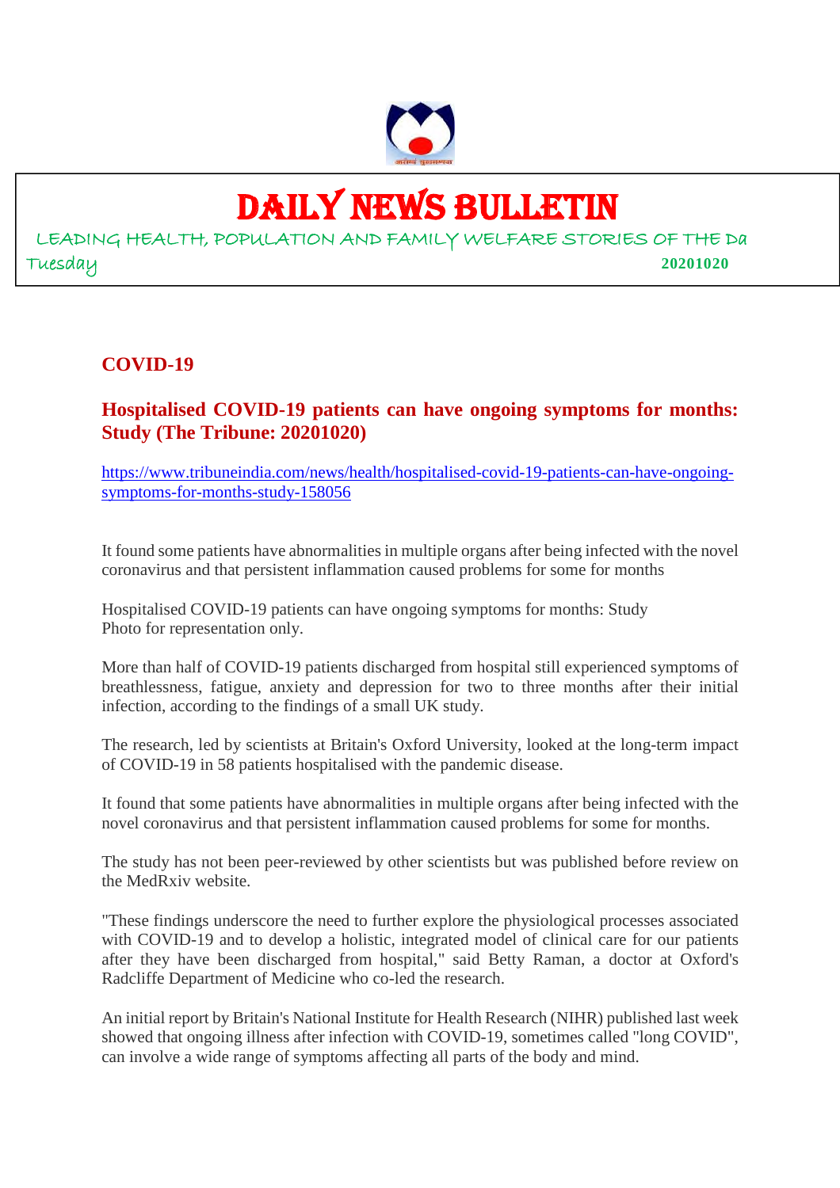# DAILY NEWS BULLETIN

LEADING HEALTH, POPULATION AND FAMILY WELFARE STORIES OF THE Da

Tuesday **20201020**

## COVID-19

### Hospitalised COVID-19 patients can have ongoing symptoms for months: Study (The Tribune: 20201020)

https://www.tribuneindia.com/news/health/hospitalised-covid-19-patients-can-have-ongoing-symptoms-for-months-study-158056

It found some patients have abnormalities in multiple organs after being infected with the novel coronavirus and that persistent inflammation caused problems for some for months

Hospitalised COVID-19 patients can have ongoing symptoms for months: Study
Photo for representation only.

More than half of COVID-19 patients discharged from hospital still experienced symptoms of breathlessness, fatigue, anxiety and depression for two to three months after their initial infection, according to the findings of a small UK study.

The research, led by scientists at Britain's Oxford University, looked at the long-term impact of COVID-19 in 58 patients hospitalised with the pandemic disease.

It found that some patients have abnormalities in multiple organs after being infected with the novel coronavirus and that persistent inflammation caused problems for some for months.

The study has not been peer-reviewed by other scientists but was published before review on the MedRxiv website.

"These findings underscore the need to further explore the physiological processes associated with COVID-19 and to develop a holistic, integrated model of clinical care for our patients after they have been discharged from hospital," said Betty Raman, a doctor at Oxford's Radcliffe Department of Medicine who co-led the research.

An initial report by Britain's National Institute for Health Research (NIHR) published last week showed that ongoing illness after infection with COVID-19, sometimes called "long COVID", can involve a wide range of symptoms affecting all parts of the body and mind.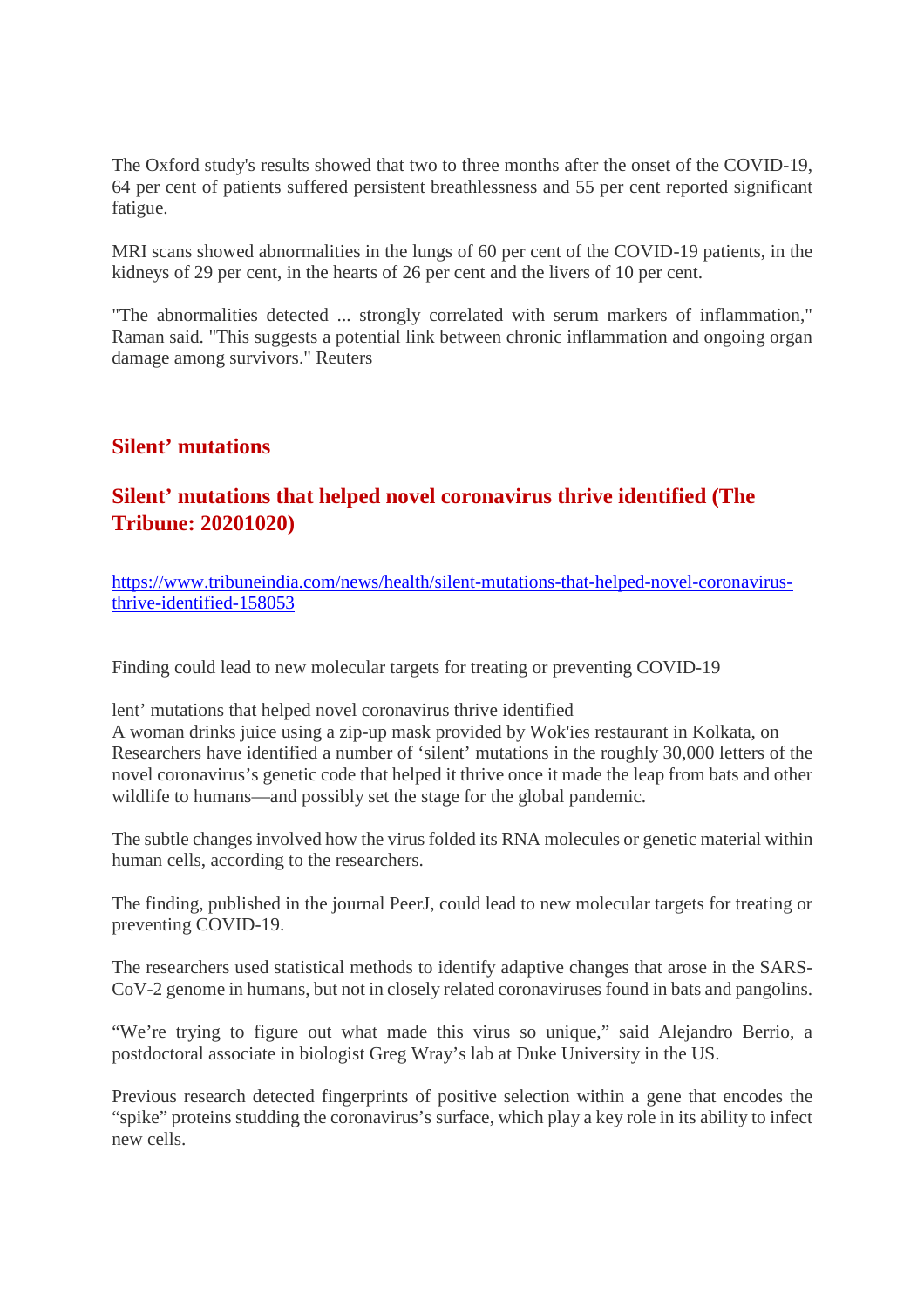The Oxford study's results showed that two to three months after the onset of the COVID-19, 64 per cent of patients suffered persistent breathlessness and 55 per cent reported significant fatigue.

MRI scans showed abnormalities in the lungs of 60 per cent of the COVID-19 patients, in the kidneys of 29 per cent, in the hearts of 26 per cent and the livers of 10 per cent.

"The abnormalities detected ... strongly correlated with serum markers of inflammation," Raman said. "This suggests a potential link between chronic inflammation and ongoing organ damage among survivors." Reuters

## Silent' mutations

## Silent' mutations that helped novel coronavirus thrive identified (The Tribune: 20201020)

[https://www.tribuneindia.com/news/health/silent-mutations-that-helped-novel-coronavirus-thrive-identified-158053](https://www.tribuneindia.com/news/health/silent-mutations-that-helped-novel-coronavirus-thrive-identified-158053)

Finding could lead to new molecular targets for treating or preventing COVID-19

lent' mutations that helped novel coronavirus thrive identified
A woman drinks juice using a zip-up mask provided by Wok'ies restaurant in Kolkata, on
Researchers have identified a number of 'silent' mutations in the roughly 30,000 letters of the novel coronavirus's genetic code that helped it thrive once it made the leap from bats and other wildlife to humans—and possibly set the stage for the global pandemic.

The subtle changes involved how the virus folded its RNA molecules or genetic material within human cells, according to the researchers.

The finding, published in the journal PeerJ, could lead to new molecular targets for treating or preventing COVID-19.

The researchers used statistical methods to identify adaptive changes that arose in the SARS-CoV-2 genome in humans, but not in closely related coronaviruses found in bats and pangolins.

"We're trying to figure out what made this virus so unique," said Alejandro Berrio, a postdoctoral associate in biologist Greg Wray's lab at Duke University in the US.

Previous research detected fingerprints of positive selection within a gene that encodes the "spike" proteins studding the coronavirus's surface, which play a key role in its ability to infect new cells.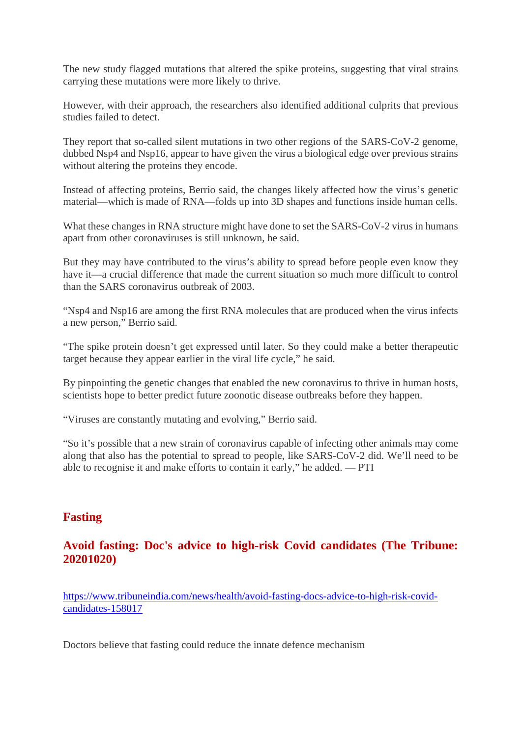The new study flagged mutations that altered the spike proteins, suggesting that viral strains carrying these mutations were more likely to thrive.

However, with their approach, the researchers also identified additional culprits that previous studies failed to detect.

They report that so-called silent mutations in two other regions of the SARS-CoV-2 genome, dubbed Nsp4 and Nsp16, appear to have given the virus a biological edge over previous strains without altering the proteins they encode.

Instead of affecting proteins, Berrio said, the changes likely affected how the virus's genetic material—which is made of RNA—folds up into 3D shapes and functions inside human cells.

What these changes in RNA structure might have done to set the SARS-CoV-2 virus in humans apart from other coronaviruses is still unknown, he said.

But they may have contributed to the virus's ability to spread before people even know they have it—a crucial difference that made the current situation so much more difficult to control than the SARS coronavirus outbreak of 2003.

"Nsp4 and Nsp16 are among the first RNA molecules that are produced when the virus infects a new person," Berrio said.

"The spike protein doesn't get expressed until later. So they could make a better therapeutic target because they appear earlier in the viral life cycle," he said.

By pinpointing the genetic changes that enabled the new coronavirus to thrive in human hosts, scientists hope to better predict future zoonotic disease outbreaks before they happen.

"Viruses are constantly mutating and evolving," Berrio said.

"So it's possible that a new strain of coronavirus capable of infecting other animals may come along that also has the potential to spread to people, like SARS-CoV-2 did. We'll need to be able to recognise it and make efforts to contain it early," he added. — PTI

## Fasting

### Avoid fasting: Doc's advice to high-risk Covid candidates (The Tribune: 20201020)

[https://www.tribuneindia.com/news/health/avoid-fasting-docs-advice-to-high-risk-covid-candidates-158017](https://www.tribuneindia.com/news/health/avoid-fasting-docs-advice-to-high-risk-covid-candidates-158017)

Doctors believe that fasting could reduce the innate defence mechanism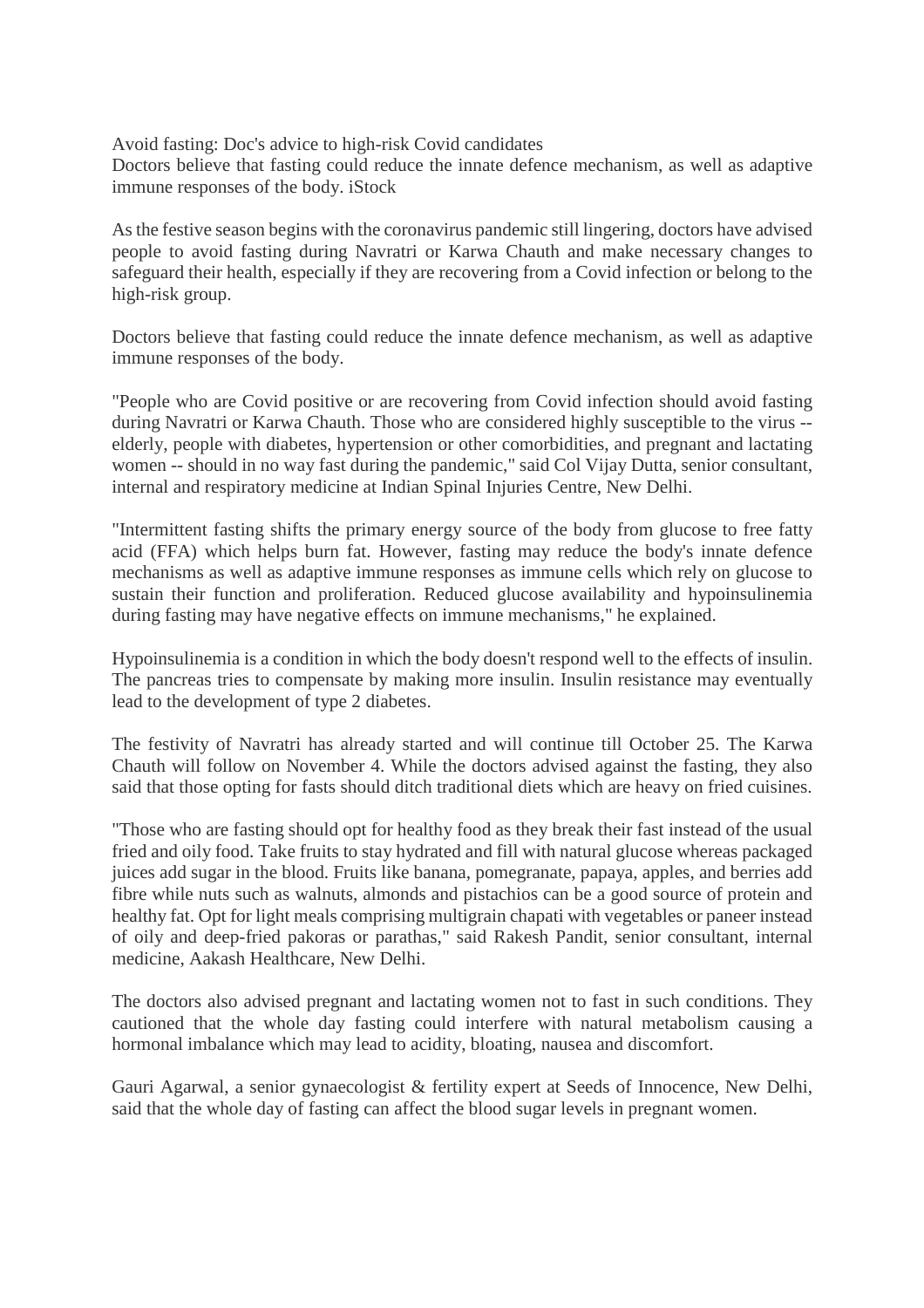Avoid fasting: Doc's advice to high-risk Covid candidates

Doctors believe that fasting could reduce the innate defence mechanism, as well as adaptive immune responses of the body. iStock

As the festive season begins with the coronavirus pandemic still lingering, doctors have advised people to avoid fasting during Navratri or Karwa Chauth and make necessary changes to safeguard their health, especially if they are recovering from a Covid infection or belong to the high-risk group.

Doctors believe that fasting could reduce the innate defence mechanism, as well as adaptive immune responses of the body.

"People who are Covid positive or are recovering from Covid infection should avoid fasting during Navratri or Karwa Chauth. Those who are considered highly susceptible to the virus -- elderly, people with diabetes, hypertension or other comorbidities, and pregnant and lactating women -- should in no way fast during the pandemic," said Col Vijay Dutta, senior consultant, internal and respiratory medicine at Indian Spinal Injuries Centre, New Delhi.

"Intermittent fasting shifts the primary energy source of the body from glucose to free fatty acid (FFA) which helps burn fat. However, fasting may reduce the body's innate defence mechanisms as well as adaptive immune responses as immune cells which rely on glucose to sustain their function and proliferation. Reduced glucose availability and hypoinsulinemia during fasting may have negative effects on immune mechanisms," he explained.

Hypoinsulinemia is a condition in which the body doesn't respond well to the effects of insulin. The pancreas tries to compensate by making more insulin. Insulin resistance may eventually lead to the development of type 2 diabetes.

The festivity of Navratri has already started and will continue till October 25. The Karwa Chauth will follow on November 4. While the doctors advised against the fasting, they also said that those opting for fasts should ditch traditional diets which are heavy on fried cuisines.

"Those who are fasting should opt for healthy food as they break their fast instead of the usual fried and oily food. Take fruits to stay hydrated and fill with natural glucose whereas packaged juices add sugar in the blood. Fruits like banana, pomegranate, papaya, apples, and berries add fibre while nuts such as walnuts, almonds and pistachios can be a good source of protein and healthy fat. Opt for light meals comprising multigrain chapati with vegetables or paneer instead of oily and deep-fried pakoras or parathas," said Rakesh Pandit, senior consultant, internal medicine, Aakash Healthcare, New Delhi.

The doctors also advised pregnant and lactating women not to fast in such conditions. They cautioned that the whole day fasting could interfere with natural metabolism causing a hormonal imbalance which may lead to acidity, bloating, nausea and discomfort.

Gauri Agarwal, a senior gynaecologist & fertility expert at Seeds of Innocence, New Delhi, said that the whole day of fasting can affect the blood sugar levels in pregnant women.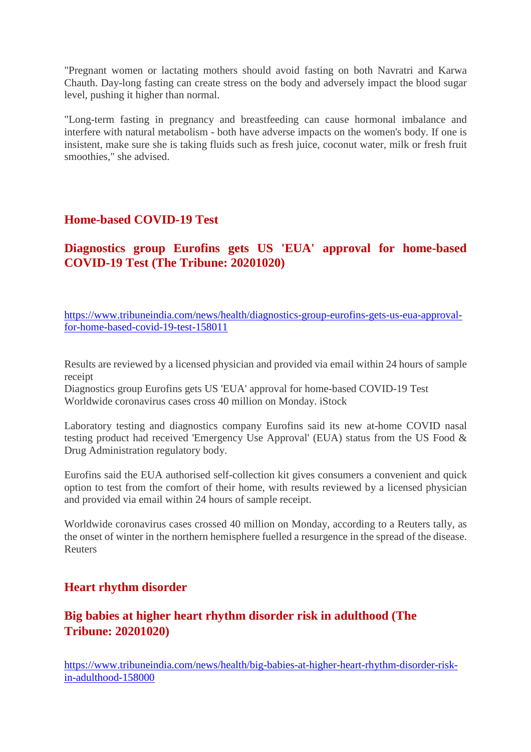"Pregnant women or lactating mothers should avoid fasting on both Navratri and Karwa Chauth. Day-long fasting can create stress on the body and adversely impact the blood sugar level, pushing it higher than normal.

"Long-term fasting in pregnancy and breastfeeding can cause hormonal imbalance and interfere with natural metabolism - both have adverse impacts on the women's body. If one is insistent, make sure she is taking fluids such as fresh juice, coconut water, milk or fresh fruit smoothies," she advised.

## Home-based COVID-19 Test

## Diagnostics group Eurofins gets US 'EUA' approval for home-based COVID-19 Test (The Tribune: 20201020)

https://www.tribuneindia.com/news/health/diagnostics-group-eurofins-gets-us-eua-approval-for-home-based-covid-19-test-158011

Results are reviewed by a licensed physician and provided via email within 24 hours of sample receipt
Diagnostics group Eurofins gets US 'EUA' approval for home-based COVID-19 Test
Worldwide coronavirus cases cross 40 million on Monday. iStock

Laboratory testing and diagnostics company Eurofins said its new at-home COVID nasal testing product had received 'Emergency Use Approval' (EUA) status from the US Food & Drug Administration regulatory body.

Eurofins said the EUA authorised self-collection kit gives consumers a convenient and quick option to test from the comfort of their home, with results reviewed by a licensed physician and provided via email within 24 hours of sample receipt.

Worldwide coronavirus cases crossed 40 million on Monday, according to a Reuters tally, as the onset of winter in the northern hemisphere fuelled a resurgence in the spread of the disease. Reuters

## Heart rhythm disorder

## Big babies at higher heart rhythm disorder risk in adulthood (The Tribune: 20201020)

https://www.tribuneindia.com/news/health/big-babies-at-higher-heart-rhythm-disorder-risk-in-adulthood-158000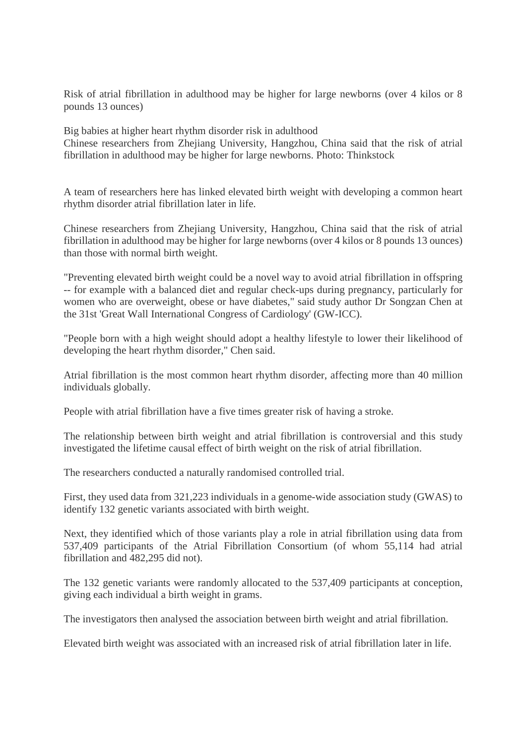Risk of atrial fibrillation in adulthood may be higher for large newborns (over 4 kilos or 8 pounds 13 ounces)

Big babies at higher heart rhythm disorder risk in adulthood

Chinese researchers from Zhejiang University, Hangzhou, China said that the risk of atrial fibrillation in adulthood may be higher for large newborns. Photo: Thinkstock

A team of researchers here has linked elevated birth weight with developing a common heart rhythm disorder atrial fibrillation later in life.

Chinese researchers from Zhejiang University, Hangzhou, China said that the risk of atrial fibrillation in adulthood may be higher for large newborns (over 4 kilos or 8 pounds 13 ounces) than those with normal birth weight.

"Preventing elevated birth weight could be a novel way to avoid atrial fibrillation in offspring -- for example with a balanced diet and regular check-ups during pregnancy, particularly for women who are overweight, obese or have diabetes," said study author Dr Songzan Chen at the 31st 'Great Wall International Congress of Cardiology' (GW-ICC).

"People born with a high weight should adopt a healthy lifestyle to lower their likelihood of developing the heart rhythm disorder," Chen said.

Atrial fibrillation is the most common heart rhythm disorder, affecting more than 40 million individuals globally.

People with atrial fibrillation have a five times greater risk of having a stroke.

The relationship between birth weight and atrial fibrillation is controversial and this study investigated the lifetime causal effect of birth weight on the risk of atrial fibrillation.

The researchers conducted a naturally randomised controlled trial.

First, they used data from 321,223 individuals in a genome-wide association study (GWAS) to identify 132 genetic variants associated with birth weight.

Next, they identified which of those variants play a role in atrial fibrillation using data from 537,409 participants of the Atrial Fibrillation Consortium (of whom 55,114 had atrial fibrillation and 482,295 did not).

The 132 genetic variants were randomly allocated to the 537,409 participants at conception, giving each individual a birth weight in grams.

The investigators then analysed the association between birth weight and atrial fibrillation.

Elevated birth weight was associated with an increased risk of atrial fibrillation later in life.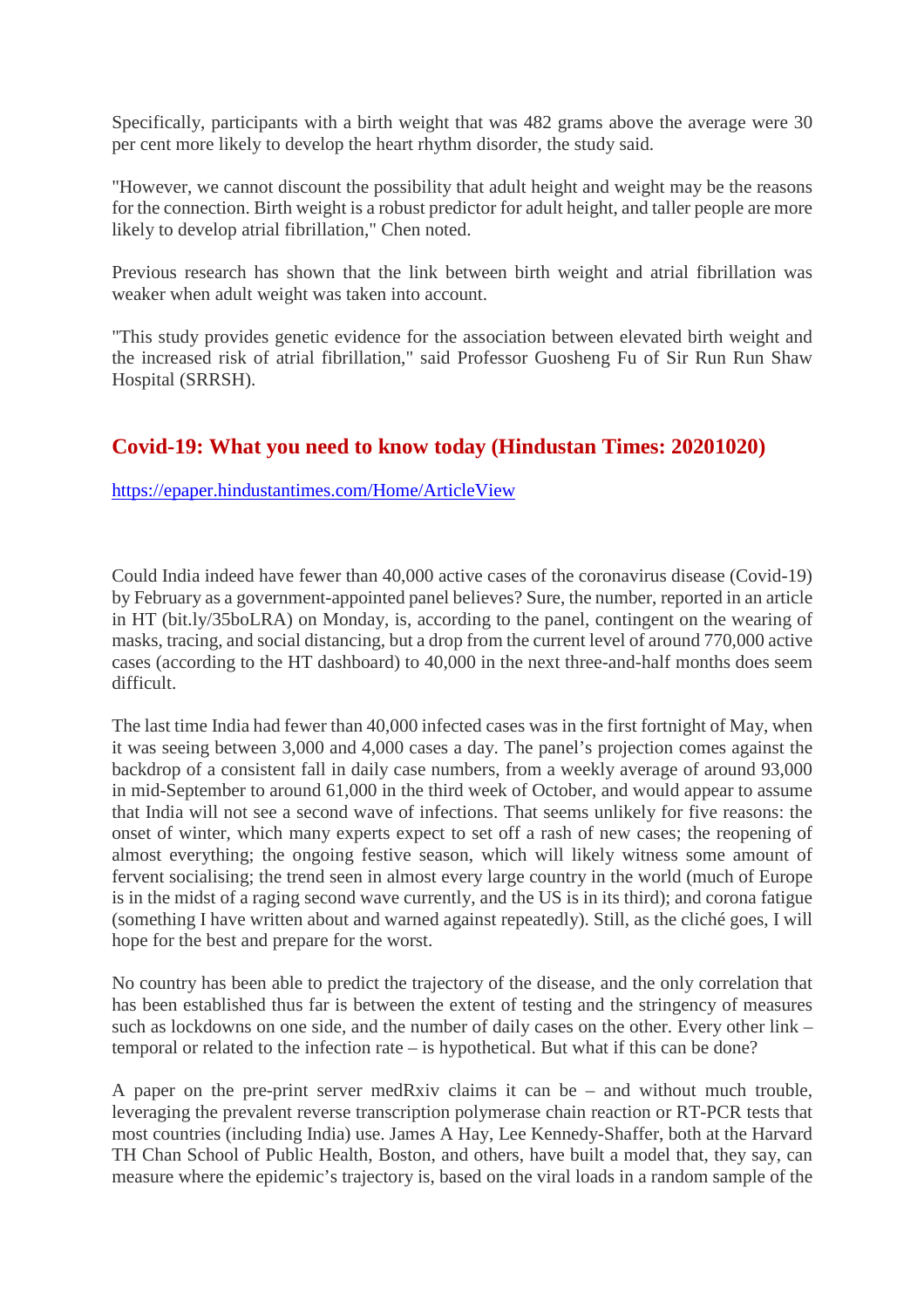Specifically, participants with a birth weight that was 482 grams above the average were 30 per cent more likely to develop the heart rhythm disorder, the study said.

"However, we cannot discount the possibility that adult height and weight may be the reasons for the connection. Birth weight is a robust predictor for adult height, and taller people are more likely to develop atrial fibrillation," Chen noted.

Previous research has shown that the link between birth weight and atrial fibrillation was weaker when adult weight was taken into account.

"This study provides genetic evidence for the association between elevated birth weight and the increased risk of atrial fibrillation," said Professor Guosheng Fu of Sir Run Run Shaw Hospital (SRRSH).

## Covid-19: What you need to know today (Hindustan Times: 20201020)

https://epaper.hindustantimes.com/Home/ArticleView

Could India indeed have fewer than 40,000 active cases of the coronavirus disease (Covid-19) by February as a government-appointed panel believes? Sure, the number, reported in an article in HT (bit.ly/35boLRA) on Monday, is, according to the panel, contingent on the wearing of masks, tracing, and social distancing, but a drop from the current level of around 770,000 active cases (according to the HT dashboard) to 40,000 in the next three-and-half months does seem difficult.

The last time India had fewer than 40,000 infected cases was in the first fortnight of May, when it was seeing between 3,000 and 4,000 cases a day. The panel's projection comes against the backdrop of a consistent fall in daily case numbers, from a weekly average of around 93,000 in mid-September to around 61,000 in the third week of October, and would appear to assume that India will not see a second wave of infections. That seems unlikely for five reasons: the onset of winter, which many experts expect to set off a rash of new cases; the reopening of almost everything; the ongoing festive season, which will likely witness some amount of fervent socialising; the trend seen in almost every large country in the world (much of Europe is in the midst of a raging second wave currently, and the US is in its third); and corona fatigue (something I have written about and warned against repeatedly). Still, as the cliché goes, I will hope for the best and prepare for the worst.

No country has been able to predict the trajectory of the disease, and the only correlation that has been established thus far is between the extent of testing and the stringency of measures such as lockdowns on one side, and the number of daily cases on the other. Every other link – temporal or related to the infection rate – is hypothetical. But what if this can be done?

A paper on the pre-print server medRxiv claims it can be – and without much trouble, leveraging the prevalent reverse transcription polymerase chain reaction or RT-PCR tests that most countries (including India) use. James A Hay, Lee Kennedy-Shaffer, both at the Harvard TH Chan School of Public Health, Boston, and others, have built a model that, they say, can measure where the epidemic's trajectory is, based on the viral loads in a random sample of the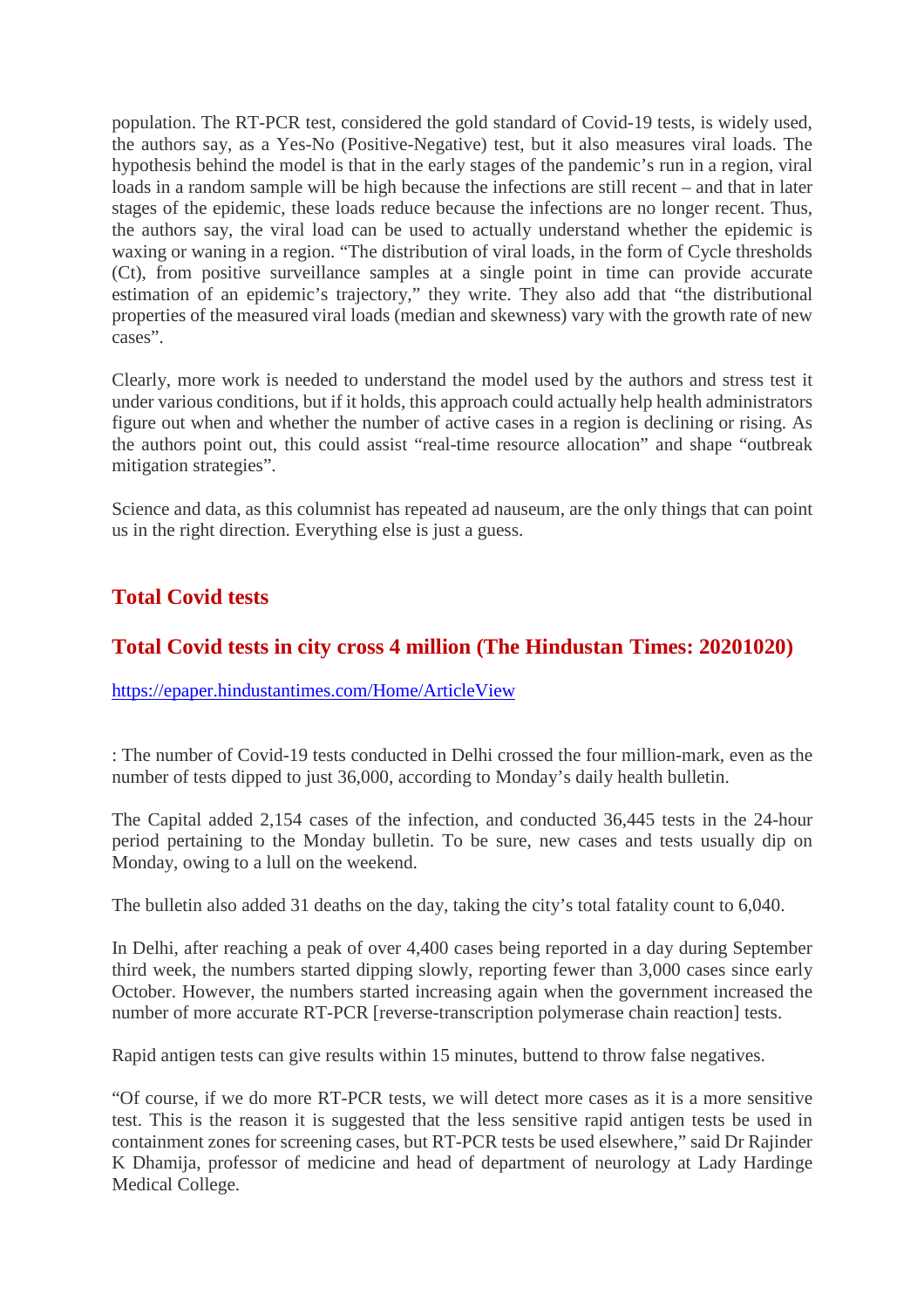population. The RT-PCR test, considered the gold standard of Covid-19 tests, is widely used, the authors say, as a Yes-No (Positive-Negative) test, but it also measures viral loads. The hypothesis behind the model is that in the early stages of the pandemic's run in a region, viral loads in a random sample will be high because the infections are still recent – and that in later stages of the epidemic, these loads reduce because the infections are no longer recent. Thus, the authors say, the viral load can be used to actually understand whether the epidemic is waxing or waning in a region. "The distribution of viral loads, in the form of Cycle thresholds (Ct), from positive surveillance samples at a single point in time can provide accurate estimation of an epidemic's trajectory," they write. They also add that "the distributional properties of the measured viral loads (median and skewness) vary with the growth rate of new cases".

Clearly, more work is needed to understand the model used by the authors and stress test it under various conditions, but if it holds, this approach could actually help health administrators figure out when and whether the number of active cases in a region is declining or rising. As the authors point out, this could assist "real-time resource allocation" and shape "outbreak mitigation strategies".

Science and data, as this columnist has repeated ad nauseum, are the only things that can point us in the right direction. Everything else is just a guess.

## Total Covid tests

## Total Covid tests in city cross 4 million (The Hindustan Times: 20201020)

https://epaper.hindustantimes.com/Home/ArticleView

: The number of Covid-19 tests conducted in Delhi crossed the four million-mark, even as the number of tests dipped to just 36,000, according to Monday's daily health bulletin.

The Capital added 2,154 cases of the infection, and conducted 36,445 tests in the 24-hour period pertaining to the Monday bulletin. To be sure, new cases and tests usually dip on Monday, owing to a lull on the weekend.

The bulletin also added 31 deaths on the day, taking the city's total fatality count to 6,040.

In Delhi, after reaching a peak of over 4,400 cases being reported in a day during September third week, the numbers started dipping slowly, reporting fewer than 3,000 cases since early October. However, the numbers started increasing again when the government increased the number of more accurate RT-PCR [reverse-transcription polymerase chain reaction] tests.

Rapid antigen tests can give results within 15 minutes, buttend to throw false negatives.

"Of course, if we do more RT-PCR tests, we will detect more cases as it is a more sensitive test. This is the reason it is suggested that the less sensitive rapid antigen tests be used in containment zones for screening cases, but RT-PCR tests be used elsewhere," said Dr Rajinder K Dhamija, professor of medicine and head of department of neurology at Lady Hardinge Medical College.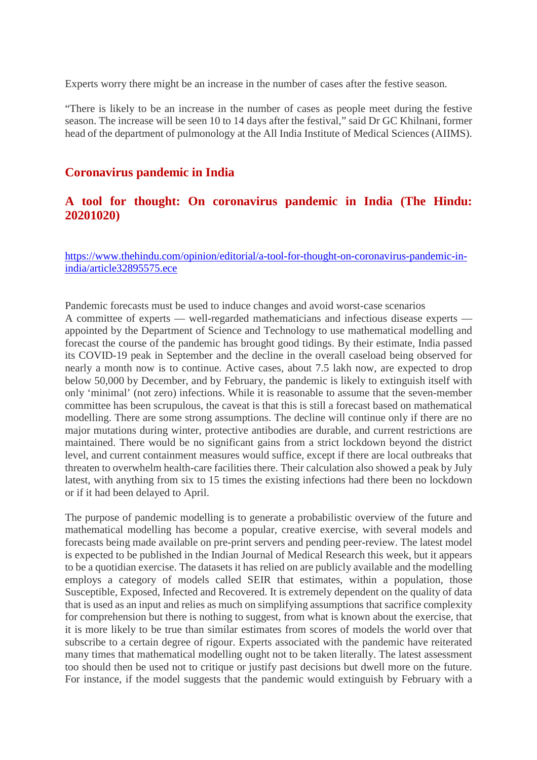Experts worry there might be an increase in the number of cases after the festive season.

"There is likely to be an increase in the number of cases as people meet during the festive season. The increase will be seen 10 to 14 days after the festival," said Dr GC Khilnani, former head of the department of pulmonology at the All India Institute of Medical Sciences (AIIMS).

## Coronavirus pandemic in India

### A tool for thought: On coronavirus pandemic in India (The Hindu: 20201020)

https://www.thehindu.com/opinion/editorial/a-tool-for-thought-on-coronavirus-pandemic-in-india/article32895575.ece

Pandemic forecasts must be used to induce changes and avoid worst-case scenarios
A committee of experts — well-regarded mathematicians and infectious disease experts — appointed by the Department of Science and Technology to use mathematical modelling and forecast the course of the pandemic has brought good tidings. By their estimate, India passed its COVID-19 peak in September and the decline in the overall caseload being observed for nearly a month now is to continue. Active cases, about 7.5 lakh now, are expected to drop below 50,000 by December, and by February, the pandemic is likely to extinguish itself with only 'minimal' (not zero) infections. While it is reasonable to assume that the seven-member committee has been scrupulous, the caveat is that this is still a forecast based on mathematical modelling. There are some strong assumptions. The decline will continue only if there are no major mutations during winter, protective antibodies are durable, and current restrictions are maintained. There would be no significant gains from a strict lockdown beyond the district level, and current containment measures would suffice, except if there are local outbreaks that threaten to overwhelm health-care facilities there. Their calculation also showed a peak by July latest, with anything from six to 15 times the existing infections had there been no lockdown or if it had been delayed to April.

The purpose of pandemic modelling is to generate a probabilistic overview of the future and mathematical modelling has become a popular, creative exercise, with several models and forecasts being made available on pre-print servers and pending peer-review. The latest model is expected to be published in the Indian Journal of Medical Research this week, but it appears to be a quotidian exercise. The datasets it has relied on are publicly available and the modelling employs a category of models called SEIR that estimates, within a population, those Susceptible, Exposed, Infected and Recovered. It is extremely dependent on the quality of data that is used as an input and relies as much on simplifying assumptions that sacrifice complexity for comprehension but there is nothing to suggest, from what is known about the exercise, that it is more likely to be true than similar estimates from scores of models the world over that subscribe to a certain degree of rigour. Experts associated with the pandemic have reiterated many times that mathematical modelling ought not to be taken literally. The latest assessment too should then be used not to critique or justify past decisions but dwell more on the future. For instance, if the model suggests that the pandemic would extinguish by February with a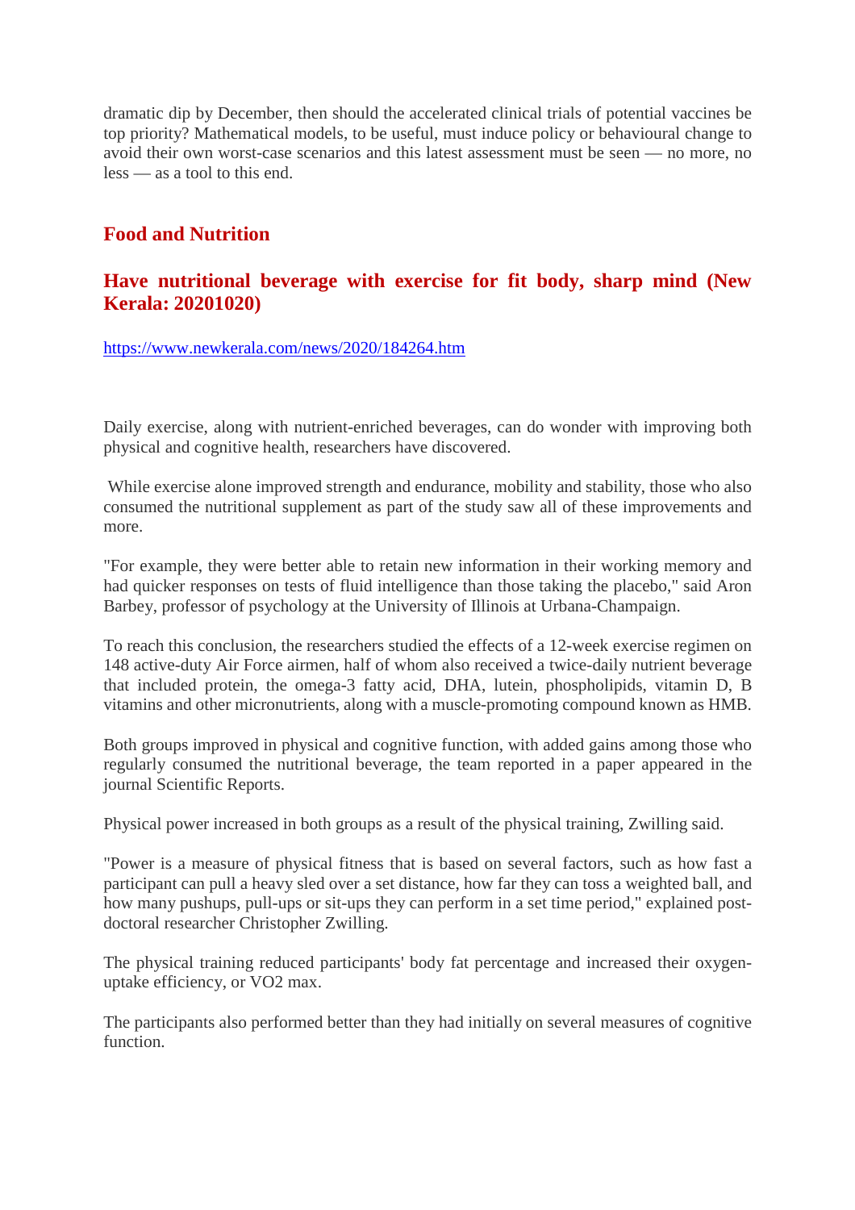dramatic dip by December, then should the accelerated clinical trials of potential vaccines be top priority? Mathematical models, to be useful, must induce policy or behavioural change to avoid their own worst-case scenarios and this latest assessment must be seen — no more, no less — as a tool to this end.

## Food and Nutrition

### Have nutritional beverage with exercise for fit body, sharp mind (New Kerala: 20201020)

https://www.newkerala.com/news/2020/184264.htm

Daily exercise, along with nutrient-enriched beverages, can do wonder with improving both physical and cognitive health, researchers have discovered.

While exercise alone improved strength and endurance, mobility and stability, those who also consumed the nutritional supplement as part of the study saw all of these improvements and more.

"For example, they were better able to retain new information in their working memory and had quicker responses on tests of fluid intelligence than those taking the placebo," said Aron Barbey, professor of psychology at the University of Illinois at Urbana-Champaign.

To reach this conclusion, the researchers studied the effects of a 12-week exercise regimen on 148 active-duty Air Force airmen, half of whom also received a twice-daily nutrient beverage that included protein, the omega-3 fatty acid, DHA, lutein, phospholipids, vitamin D, B vitamins and other micronutrients, along with a muscle-promoting compound known as HMB.

Both groups improved in physical and cognitive function, with added gains among those who regularly consumed the nutritional beverage, the team reported in a paper appeared in the journal Scientific Reports.

Physical power increased in both groups as a result of the physical training, Zwilling said.

"Power is a measure of physical fitness that is based on several factors, such as how fast a participant can pull a heavy sled over a set distance, how far they can toss a weighted ball, and how many pushups, pull-ups or sit-ups they can perform in a set time period," explained post-doctoral researcher Christopher Zwilling.

The physical training reduced participants' body fat percentage and increased their oxygen-uptake efficiency, or VO2 max.

The participants also performed better than they had initially on several measures of cognitive function.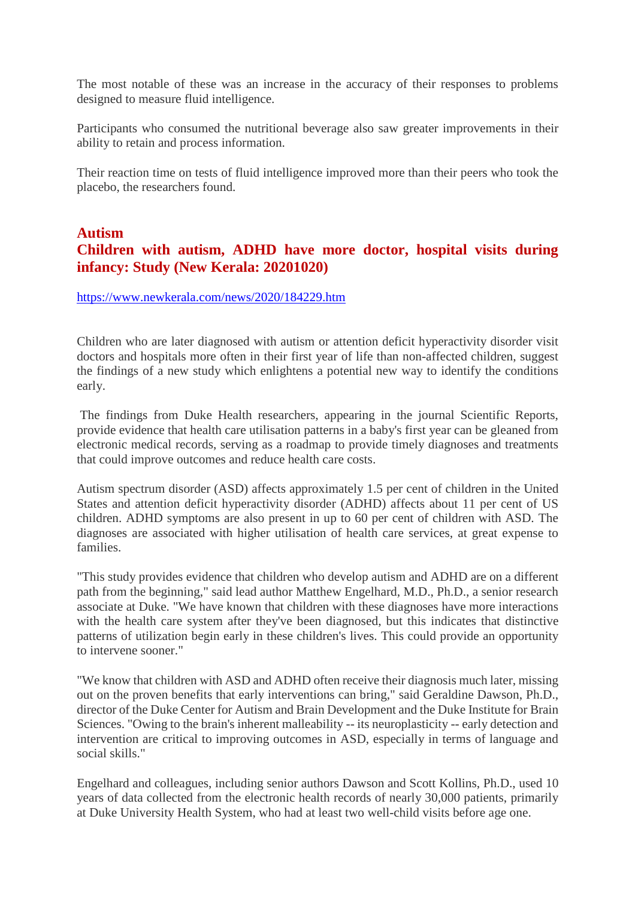The most notable of these was an increase in the accuracy of their responses to problems designed to measure fluid intelligence.

Participants who consumed the nutritional beverage also saw greater improvements in their ability to retain and process information.

Their reaction time on tests of fluid intelligence improved more than their peers who took the placebo, the researchers found.

## Autism

## Children with autism, ADHD have more doctor, hospital visits during infancy: Study (New Kerala: 20201020)

https://www.newkerala.com/news/2020/184229.htm

Children who are later diagnosed with autism or attention deficit hyperactivity disorder visit doctors and hospitals more often in their first year of life than non-affected children, suggest the findings of a new study which enlightens a potential new way to identify the conditions early.

The findings from Duke Health researchers, appearing in the journal Scientific Reports, provide evidence that health care utilisation patterns in a baby's first year can be gleaned from electronic medical records, serving as a roadmap to provide timely diagnoses and treatments that could improve outcomes and reduce health care costs.

Autism spectrum disorder (ASD) affects approximately 1.5 per cent of children in the United States and attention deficit hyperactivity disorder (ADHD) affects about 11 per cent of US children. ADHD symptoms are also present in up to 60 per cent of children with ASD. The diagnoses are associated with higher utilisation of health care services, at great expense to families.

"This study provides evidence that children who develop autism and ADHD are on a different path from the beginning," said lead author Matthew Engelhard, M.D., Ph.D., a senior research associate at Duke. "We have known that children with these diagnoses have more interactions with the health care system after they've been diagnosed, but this indicates that distinctive patterns of utilization begin early in these children's lives. This could provide an opportunity to intervene sooner."

"We know that children with ASD and ADHD often receive their diagnosis much later, missing out on the proven benefits that early interventions can bring," said Geraldine Dawson, Ph.D., director of the Duke Center for Autism and Brain Development and the Duke Institute for Brain Sciences. "Owing to the brain's inherent malleability -- its neuroplasticity -- early detection and intervention are critical to improving outcomes in ASD, especially in terms of language and social skills."

Engelhard and colleagues, including senior authors Dawson and Scott Kollins, Ph.D., used 10 years of data collected from the electronic health records of nearly 30,000 patients, primarily at Duke University Health System, who had at least two well-child visits before age one.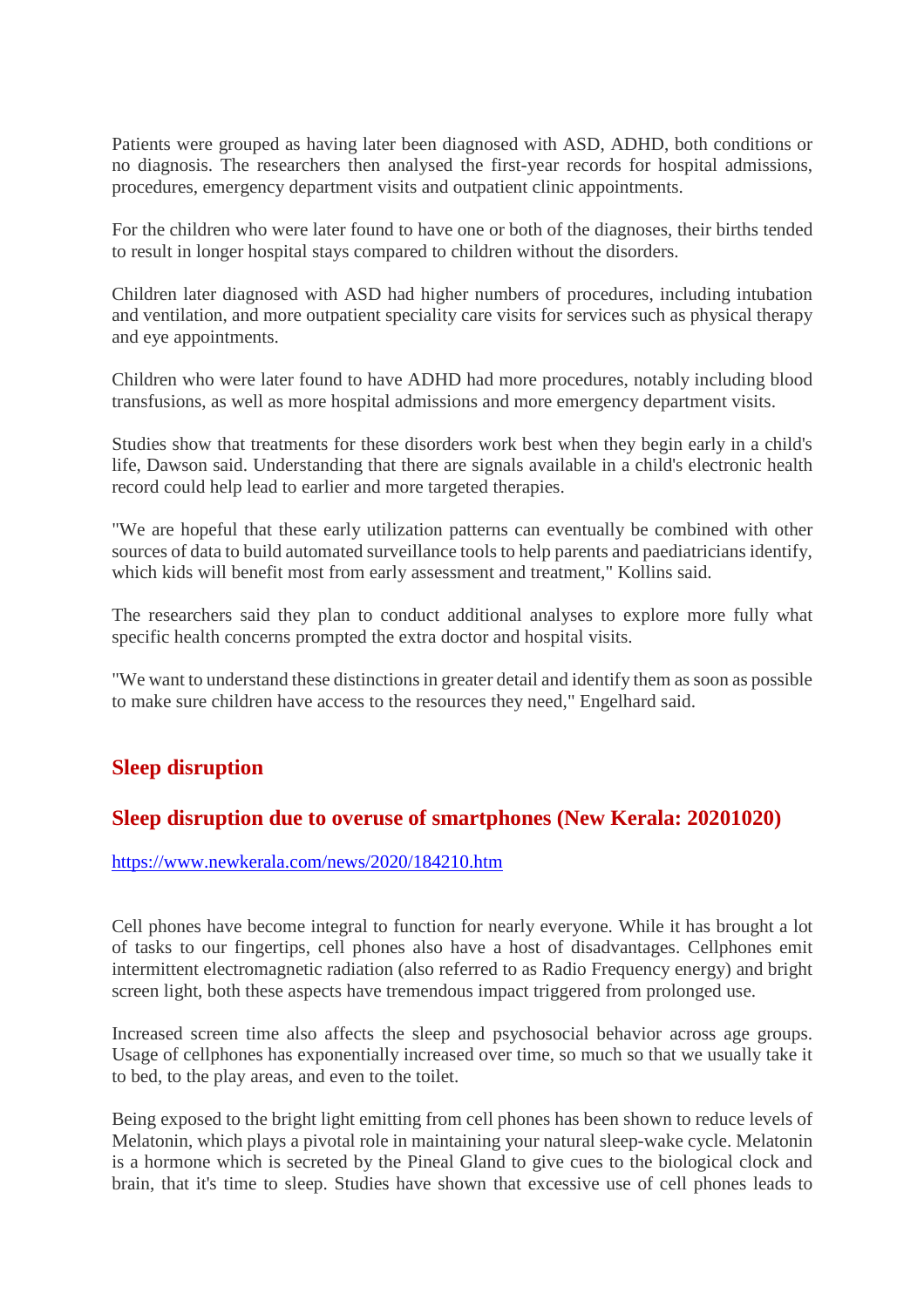Patients were grouped as having later been diagnosed with ASD, ADHD, both conditions or no diagnosis. The researchers then analysed the first-year records for hospital admissions, procedures, emergency department visits and outpatient clinic appointments.

For the children who were later found to have one or both of the diagnoses, their births tended to result in longer hospital stays compared to children without the disorders.

Children later diagnosed with ASD had higher numbers of procedures, including intubation and ventilation, and more outpatient speciality care visits for services such as physical therapy and eye appointments.

Children who were later found to have ADHD had more procedures, notably including blood transfusions, as well as more hospital admissions and more emergency department visits.

Studies show that treatments for these disorders work best when they begin early in a child's life, Dawson said. Understanding that there are signals available in a child's electronic health record could help lead to earlier and more targeted therapies.

"We are hopeful that these early utilization patterns can eventually be combined with other sources of data to build automated surveillance tools to help parents and paediatricians identify, which kids will benefit most from early assessment and treatment," Kollins said.

The researchers said they plan to conduct additional analyses to explore more fully what specific health concerns prompted the extra doctor and hospital visits.

"We want to understand these distinctions in greater detail and identify them as soon as possible to make sure children have access to the resources they need," Engelhard said.

## Sleep disruption

## Sleep disruption due to overuse of smartphones (New Kerala: 20201020)

https://www.newkerala.com/news/2020/184210.htm

Cell phones have become integral to function for nearly everyone. While it has brought a lot of tasks to our fingertips, cell phones also have a host of disadvantages. Cellphones emit intermittent electromagnetic radiation (also referred to as Radio Frequency energy) and bright screen light, both these aspects have tremendous impact triggered from prolonged use.

Increased screen time also affects the sleep and psychosocial behavior across age groups. Usage of cellphones has exponentially increased over time, so much so that we usually take it to bed, to the play areas, and even to the toilet.

Being exposed to the bright light emitting from cell phones has been shown to reduce levels of Melatonin, which plays a pivotal role in maintaining your natural sleep-wake cycle. Melatonin is a hormone which is secreted by the Pineal Gland to give cues to the biological clock and brain, that it's time to sleep. Studies have shown that excessive use of cell phones leads to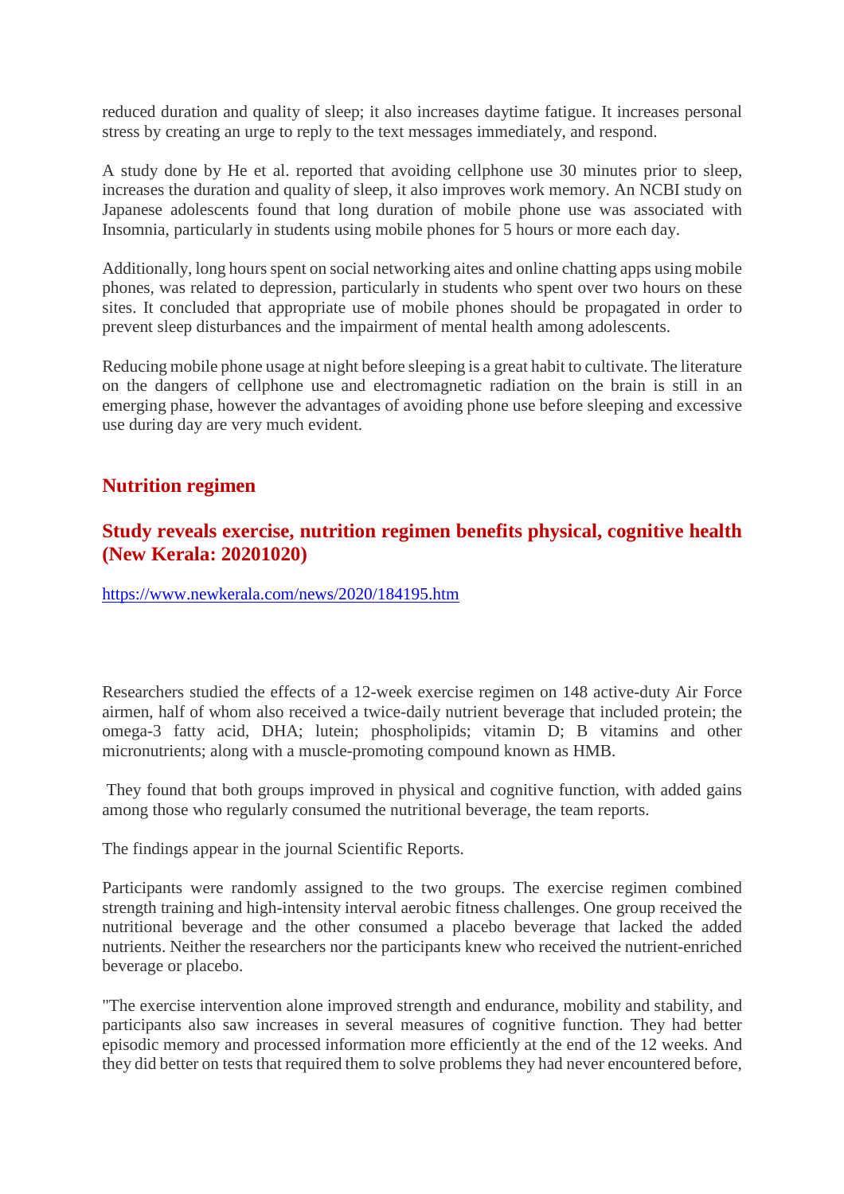reduced duration and quality of sleep; it also increases daytime fatigue. It increases personal stress by creating an urge to reply to the text messages immediately, and respond.

A study done by He et al. reported that avoiding cellphone use 30 minutes prior to sleep, increases the duration and quality of sleep, it also improves work memory. An NCBI study on Japanese adolescents found that long duration of mobile phone use was associated with Insomnia, particularly in students using mobile phones for 5 hours or more each day.

Additionally, long hours spent on social networking aites and online chatting apps using mobile phones, was related to depression, particularly in students who spent over two hours on these sites. It concluded that appropriate use of mobile phones should be propagated in order to prevent sleep disturbances and the impairment of mental health among adolescents.

Reducing mobile phone usage at night before sleeping is a great habit to cultivate. The literature on the dangers of cellphone use and electromagnetic radiation on the brain is still in an emerging phase, however the advantages of avoiding phone use before sleeping and excessive use during day are very much evident.

## Nutrition regimen

### Study reveals exercise, nutrition regimen benefits physical, cognitive health (New Kerala: 20201020)

https://www.newkerala.com/news/2020/184195.htm

Researchers studied the effects of a 12-week exercise regimen on 148 active-duty Air Force airmen, half of whom also received a twice-daily nutrient beverage that included protein; the omega-3 fatty acid, DHA; lutein; phospholipids; vitamin D; B vitamins and other micronutrients; along with a muscle-promoting compound known as HMB.

They found that both groups improved in physical and cognitive function, with added gains among those who regularly consumed the nutritional beverage, the team reports.

The findings appear in the journal Scientific Reports.

Participants were randomly assigned to the two groups. The exercise regimen combined strength training and high-intensity interval aerobic fitness challenges. One group received the nutritional beverage and the other consumed a placebo beverage that lacked the added nutrients. Neither the researchers nor the participants knew who received the nutrient-enriched beverage or placebo.

"The exercise intervention alone improved strength and endurance, mobility and stability, and participants also saw increases in several measures of cognitive function. They had better episodic memory and processed information more efficiently at the end of the 12 weeks. And they did better on tests that required them to solve problems they had never encountered before,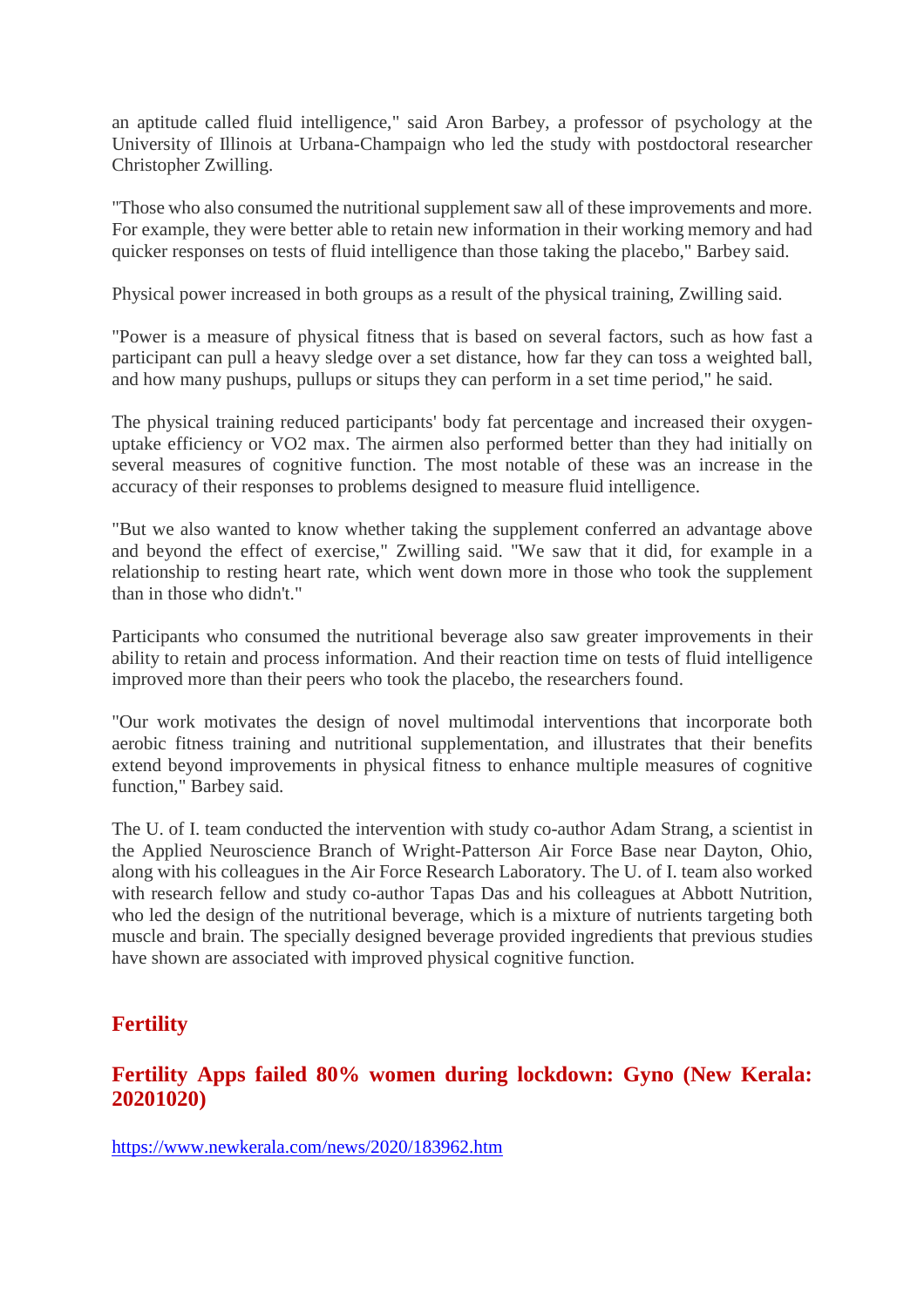an aptitude called fluid intelligence," said Aron Barbey, a professor of psychology at the University of Illinois at Urbana-Champaign who led the study with postdoctoral researcher Christopher Zwilling.

"Those who also consumed the nutritional supplement saw all of these improvements and more. For example, they were better able to retain new information in their working memory and had quicker responses on tests of fluid intelligence than those taking the placebo," Barbey said.

Physical power increased in both groups as a result of the physical training, Zwilling said.

"Power is a measure of physical fitness that is based on several factors, such as how fast a participant can pull a heavy sledge over a set distance, how far they can toss a weighted ball, and how many pushups, pullups or situps they can perform in a set time period," he said.

The physical training reduced participants' body fat percentage and increased their oxygen-uptake efficiency or VO2 max. The airmen also performed better than they had initially on several measures of cognitive function. The most notable of these was an increase in the accuracy of their responses to problems designed to measure fluid intelligence.

"But we also wanted to know whether taking the supplement conferred an advantage above and beyond the effect of exercise," Zwilling said. "We saw that it did, for example in a relationship to resting heart rate, which went down more in those who took the supplement than in those who didn't."

Participants who consumed the nutritional beverage also saw greater improvements in their ability to retain and process information. And their reaction time on tests of fluid intelligence improved more than their peers who took the placebo, the researchers found.

"Our work motivates the design of novel multimodal interventions that incorporate both aerobic fitness training and nutritional supplementation, and illustrates that their benefits extend beyond improvements in physical fitness to enhance multiple measures of cognitive function," Barbey said.

The U. of I. team conducted the intervention with study co-author Adam Strang, a scientist in the Applied Neuroscience Branch of Wright-Patterson Air Force Base near Dayton, Ohio, along with his colleagues in the Air Force Research Laboratory. The U. of I. team also worked with research fellow and study co-author Tapas Das and his colleagues at Abbott Nutrition, who led the design of the nutritional beverage, which is a mixture of nutrients targeting both muscle and brain. The specially designed beverage provided ingredients that previous studies have shown are associated with improved physical cognitive function.

## Fertility

### Fertility Apps failed 80% women during lockdown: Gyno (New Kerala: 20201020)

https://www.newkerala.com/news/2020/183962.htm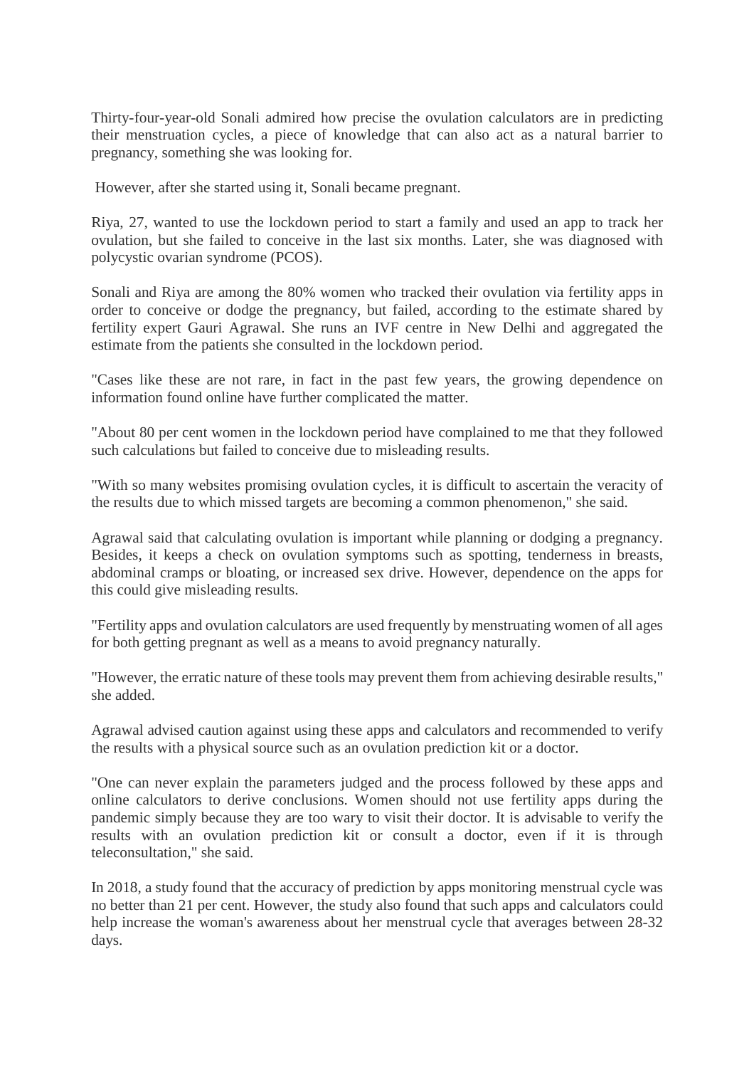Thirty-four-year-old Sonali admired how precise the ovulation calculators are in predicting their menstruation cycles, a piece of knowledge that can also act as a natural barrier to pregnancy, something she was looking for.

However, after she started using it, Sonali became pregnant.

Riya, 27, wanted to use the lockdown period to start a family and used an app to track her ovulation, but she failed to conceive in the last six months. Later, she was diagnosed with polycystic ovarian syndrome (PCOS).

Sonali and Riya are among the 80% women who tracked their ovulation via fertility apps in order to conceive or dodge the pregnancy, but failed, according to the estimate shared by fertility expert Gauri Agrawal. She runs an IVF centre in New Delhi and aggregated the estimate from the patients she consulted in the lockdown period.

"Cases like these are not rare, in fact in the past few years, the growing dependence on information found online have further complicated the matter.

"About 80 per cent women in the lockdown period have complained to me that they followed such calculations but failed to conceive due to misleading results.

"With so many websites promising ovulation cycles, it is difficult to ascertain the veracity of the results due to which missed targets are becoming a common phenomenon," she said.

Agrawal said that calculating ovulation is important while planning or dodging a pregnancy. Besides, it keeps a check on ovulation symptoms such as spotting, tenderness in breasts, abdominal cramps or bloating, or increased sex drive. However, dependence on the apps for this could give misleading results.

"Fertility apps and ovulation calculators are used frequently by menstruating women of all ages for both getting pregnant as well as a means to avoid pregnancy naturally.

"However, the erratic nature of these tools may prevent them from achieving desirable results," she added.

Agrawal advised caution against using these apps and calculators and recommended to verify the results with a physical source such as an ovulation prediction kit or a doctor.

"One can never explain the parameters judged and the process followed by these apps and online calculators to derive conclusions. Women should not use fertility apps during the pandemic simply because they are too wary to visit their doctor. It is advisable to verify the results with an ovulation prediction kit or consult a doctor, even if it is through teleconsultation," she said.

In 2018, a study found that the accuracy of prediction by apps monitoring menstrual cycle was no better than 21 per cent. However, the study also found that such apps and calculators could help increase the woman's awareness about her menstrual cycle that averages between 28-32 days.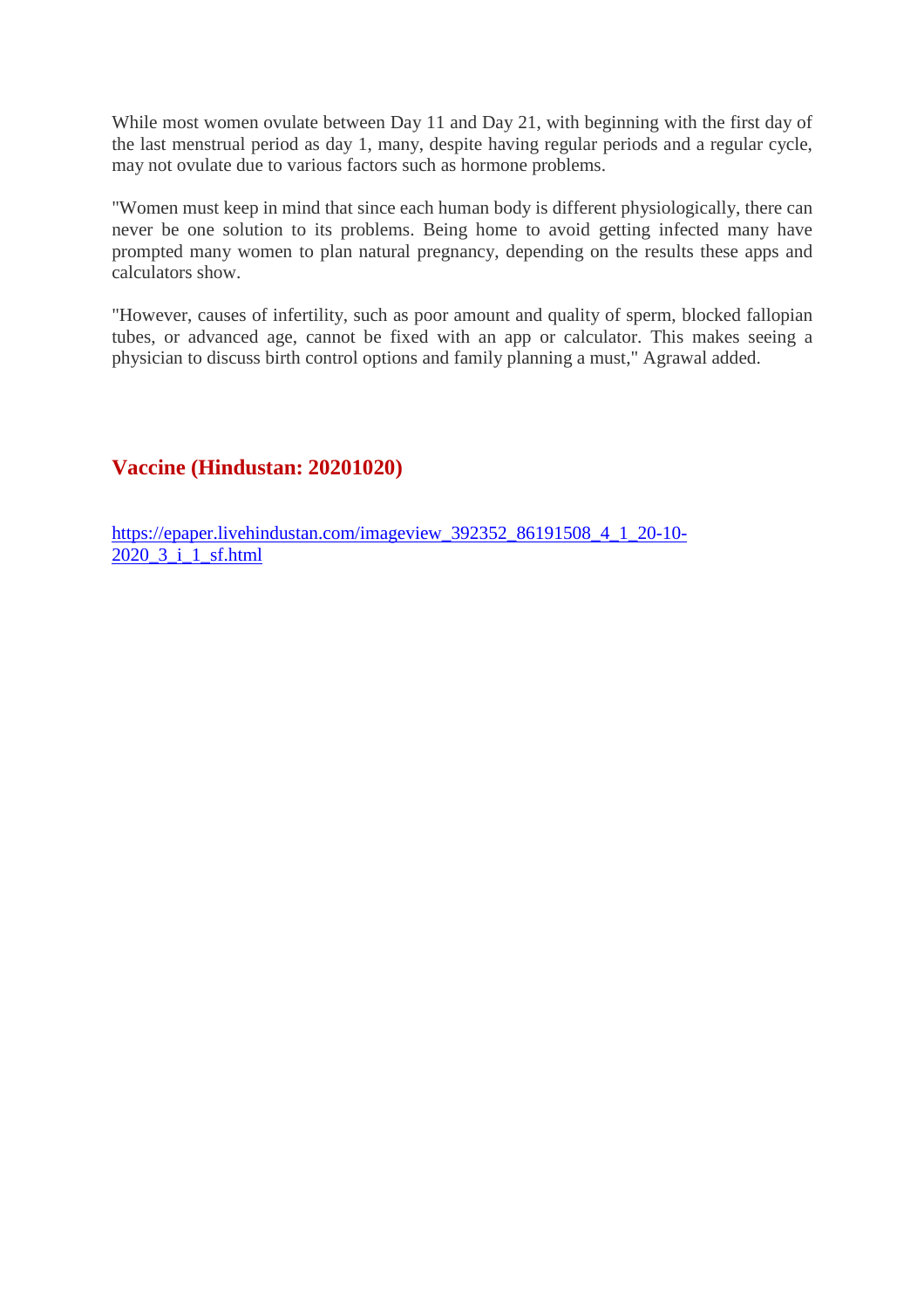While most women ovulate between Day 11 and Day 21, with beginning with the first day of the last menstrual period as day 1, many, despite having regular periods and a regular cycle, may not ovulate due to various factors such as hormone problems.

"Women must keep in mind that since each human body is different physiologically, there can never be one solution to its problems. Being home to avoid getting infected many have prompted many women to plan natural pregnancy, depending on the results these apps and calculators show.

"However, causes of infertility, such as poor amount and quality of sperm, blocked fallopian tubes, or advanced age, cannot be fixed with an app or calculator. This makes seeing a physician to discuss birth control options and family planning a must," Agrawal added.

## Vaccine (Hindustan: 20201020)

[https://epaper.livehindustan.com/imageview_392352_86191508_4_1_20-10-2020_3_i_1_sf.html](https://epaper.livehindustan.com/imageview_392352_86191508_4_1_20-10-2020_3_i_1_sf.html)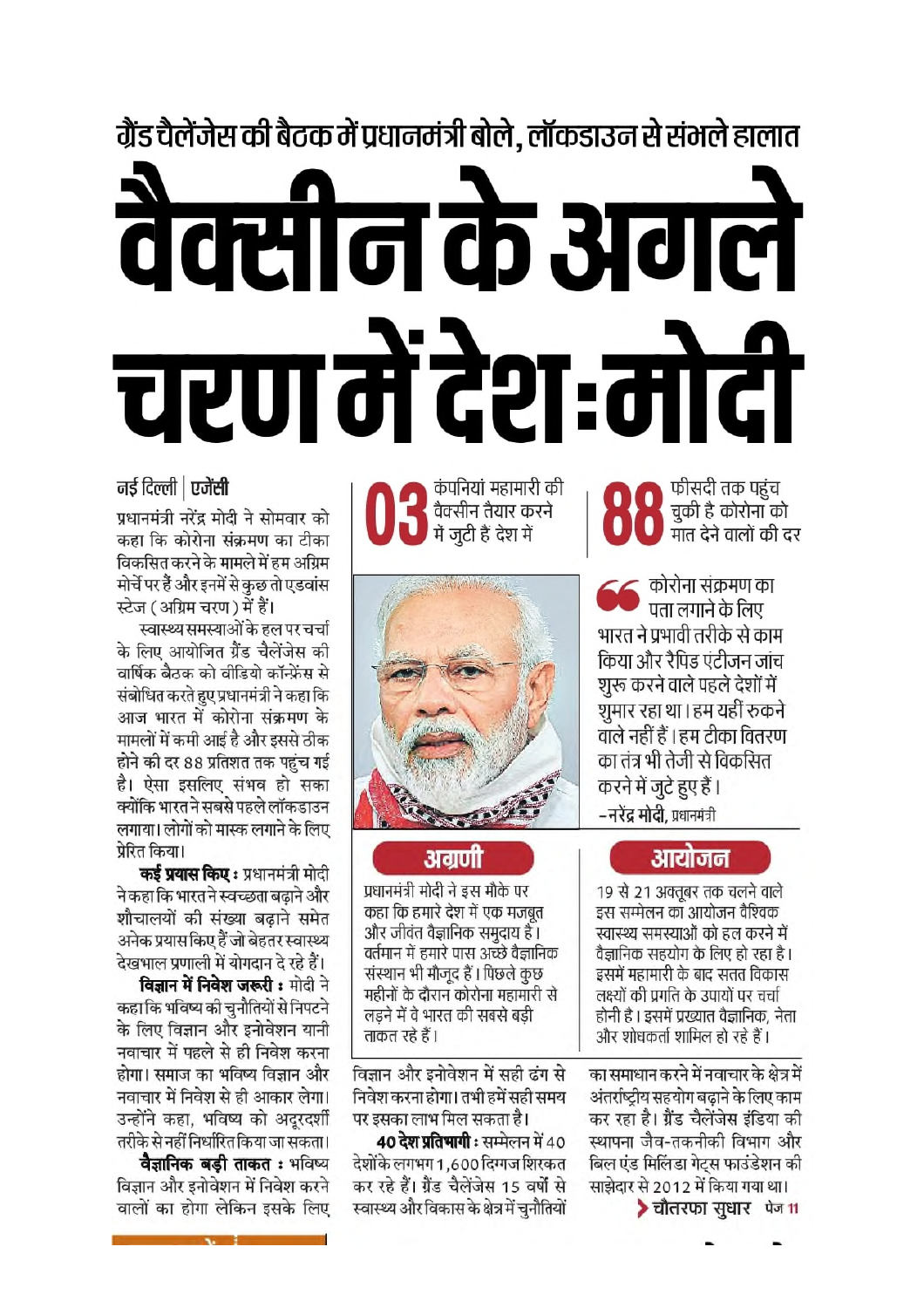### ग्रैंड चैलेंजेस की बैठक में प्रधानमंत्री बोले, लॉकडाउन से संभले हालात

# वैक्सीन के अगले चरण में देश : मोदी

**नई दिल्ली | एजेंसी**

प्रधानमंत्री नरेंद्र मोदी ने सोमवार को कहा कि कोरोना संक्रमण का टीका विकसित करने के मामले में हम अग्रिम मोर्चे पर हैं और इनमें से कुछ तो एडवांस स्टेज (अग्रिम चरण) में हैं।

स्वास्थ्य समस्याओं के हल पर चर्चा के लिए आयोजित ग्रैंड चैलेंजेस की वार्षिक बैठक को वीडियो कॉन्फ्रेंस से संबोधित करते हुए प्रधानमंत्री ने कहा कि आज भारत में कोरोना संक्रमण के मामलों में कमी आई है और इससे ठीक होने की दर 88 प्रतिशत तक पहुंच गई है। ऐसा इसलिए संभव हो सका क्योंकि भारत ने सबसे पहले लॉकडाउन लगाया। लोगों को मास्क लगाने के लिए प्रेरित किया।

**कई प्रयास किए :** प्रधानमंत्री मोदी ने कहा कि भारत ने स्वच्छता बढ़ाने और शौचालयों की संख्या बढ़ाने समेत अनेक प्रयास किए हैं जो बेहतर स्वास्थ्य देखभाल प्रणाली में योगदान दे रहे हैं।

**विज्ञान में निवेश जरूरी :** मोदी ने कहा कि भविष्य की चुनौतियों से निपटने के लिए विज्ञान और इनोवेशन यानी नवाचार में पहले से ही निवेश करना होगा। समाज का भविष्य विज्ञान और नवाचार में निवेश से ही आकार लेगा। उन्होंने कहा, भविष्य को अदूरदर्शी तरीके से नहीं निर्धारित किया जा सकता।

**वैज्ञानिक बड़ी ताकत :** भविष्य विज्ञान और इनोवेशन में निवेश करने वालों का होगा लेकिन इसके लिए विज्ञान और इनोवेशन में सही ढंग से निवेश करना होगा। तभी हमें सही समय पर इसका लाभ मिल सकता है।

**40 देश प्रतिभागी :** सम्मेलन में 40 देशों के लगभग 1,600 दिग्गज शिरकत कर रहे हैं। ग्रैंड चैलेंजेस 15 वर्षों से स्वास्थ्य और विकास के क्षेत्र में चुनौतियों का समाधान करने में नवाचार के क्षेत्र में अंतरराष्ट्रीय सहयोग बढ़ाने के लिए काम कर रहा है। ग्रैंड चैलेंजेस इंडिया की स्थापना जैव-तकनीकी विभाग और बिल एंड मिलिंडा गेट्स फाउंडेशन की साझेदार से 2012 में किया गया था।

**03** कंपनियां महामारी की वैक्सीन तैयार करने में जुटी है देश में

**88** फीसदी तक पहुंच चुकी है कोरोना को मात देने वालों की दर

> कोरोना संक्रमण का पता लगाने के लिए भारत ने प्रभावी तरीके से काम किया और रैपिड एंटीजन जांच शुरू करने वाले पहले देशों में शुमार रहा था। हम यहीं रुकने वाले नहीं हैं। हम टीका वितरण का तंत्र भी तेजी से विकसित करने में जुटे हुए हैं।
>
> –नरेंद्र मोदी, प्रधानमंत्री

### अग्रणी

प्रधानमंत्री मोदी ने इस मौके पर कहा कि हमारे देश में एक मजबूत और जीवंत वैज्ञानिक समुदाय है। वर्तमान में हमारे पास अच्छे वैज्ञानिक संस्थान भी मौजूद हैं। पिछले कुछ महीनों के दौरान कोरोना महामारी से लड़ने में वे भारत की सबसे बड़ी ताकत रहे हैं।

### आयोजन

19 से 21 अक्तूबर तक चलने वाले इस सम्मेलन का आयोजन वैश्विक स्वास्थ्य समस्याओं को हल करने में वैज्ञानिक सहयोग के लिए हो रहा है। इसमें महामारी के बाद सतत विकास लक्ष्यों की प्रगति के उपायों पर चर्चा होनी है। इसमें प्रख्यात वैज्ञानिक, नेता और शोधकर्ता शामिल हो रहे हैं।

**चौतरफा सुधार** पेज 11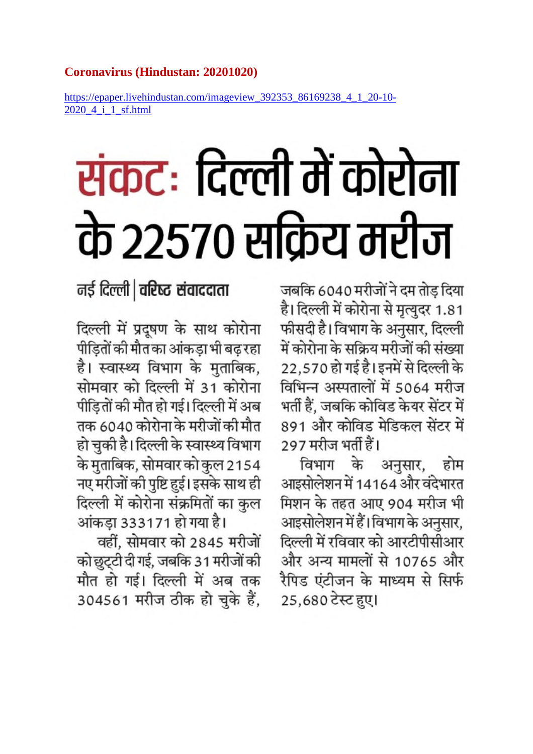**Coronavirus (Hindustan: 20201020)**

https://epaper.livehindustan.com/imageview_392353_86169238_4_1_20-10-2020_4_i_1_sf.html

# संकट: दिल्ली में कोरोना के 22570 सक्रिय मरीज

**नई दिल्ली | वरिष्ठ संवाददाता**

दिल्ली में प्रदूषण के साथ कोरोना पीड़ितों की मौत का आंकड़ा भी बढ़ रहा है। स्वास्थ्य विभाग के मुताबिक, सोमवार को दिल्ली में 31 कोरोना पीड़ितों की मौत हो गई। दिल्ली में अब तक 6040 कोरोना के मरीजों की मौत हो चुकी है। दिल्ली के स्वास्थ्य विभाग के मुताबिक, सोमवार को कुल 2154 नए मरीजों की पुष्टि हुई। इसके साथ ही दिल्ली में कोरोना संक्रमितों का कुल आंकड़ा 333171 हो गया है।

वहीं, सोमवार को 2845 मरीजों को छुट्टी दी गई, जबकि 31 मरीजों की मौत हो गई। दिल्ली में अब तक 304561 मरीज ठीक हो चुके हैं, जबकि 6040 मरीजों ने दम तोड़ दिया है। दिल्ली में कोरोना से मृत्युदर 1.81 फीसदी है। विभाग के अनुसार, दिल्ली में कोरोना के सक्रिय मरीजों की संख्या 22,570 हो गई है। इनमें से दिल्ली के विभिन्न अस्पतालों में 5064 मरीज भर्ती हैं, जबकि कोविड केयर सेंटर में 891 और कोविड मेडिकल सेंटर में 297 मरीज भर्ती हैं।

विभाग के अनुसार, होम आइसोलेशन में 14164 और वंदेभारत मिशन के तहत आए 904 मरीज भी आइसोलेशन में हैं। विभाग के अनुसार, दिल्ली में रविवार को आरटीपीसीआर और अन्य मामलों से 10765 और रैपिड एंटीजन के माध्यम से सिर्फ 25,680 टेस्ट हुए।